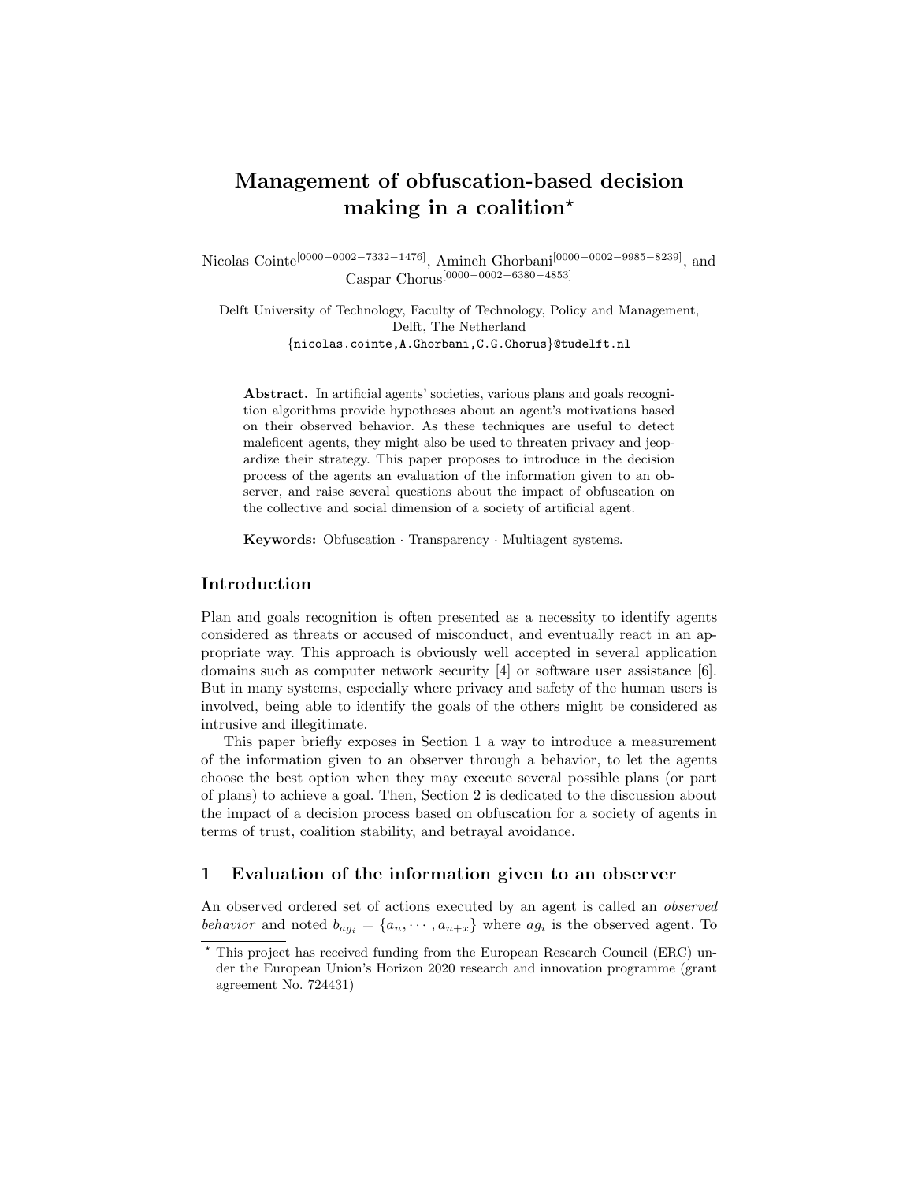# Management of obfuscation-based decision making in a coalition*

Nicolas Cointe[0000−0002−7332−1476], Amineh Ghorbani[0000−0002−9985−8239], and Caspar Chorus[0000−0002−6380−4853]

Delft University of Technology, Faculty of Technology, Policy and Management, Delft, The Netherland
{nicolas.cointe,A.Ghorbani,C.G.Chorus}@tudelft.nl

**Abstract.** In artificial agents' societies, various plans and goals recognition algorithms provide hypotheses about an agent's motivations based on their observed behavior. As these techniques are useful to detect maleficent agents, they might also be used to threaten privacy and jeopardize their strategy. This paper proposes to introduce in the decision process of the agents an evaluation of the information given to an observer, and raise several questions about the impact of obfuscation on the collective and social dimension of a society of artificial agent.

**Keywords:** Obfuscation · Transparency · Multiagent systems.

## Introduction

Plan and goals recognition is often presented as a necessity to identify agents considered as threats or accused of misconduct, and eventually react in an appropriate way. This approach is obviously well accepted in several application domains such as computer network security [4] or software user assistance [6]. But in many systems, especially where privacy and safety of the human users is involved, being able to identify the goals of the others might be considered as intrusive and illegitimate.

This paper briefly exposes in Section 1 a way to introduce a measurement of the information given to an observer through a behavior, to let the agents choose the best option when they may execute several possible plans (or part of plans) to achieve a goal. Then, Section 2 is dedicated to the discussion about the impact of a decision process based on obfuscation for a society of agents in terms of trust, coalition stability, and betrayal avoidance.

## 1 Evaluation of the information given to an observer

An observed ordered set of actions executed by an agent is called an *observed behavior* and noted $b_{ag_i} = \{a_n, \cdots, a_{n+x}\}$ where $ag_i$ is the observed agent. To

* This project has received funding from the European Research Council (ERC) under the European Union's Horizon 2020 research and innovation programme (grant agreement No. 724431)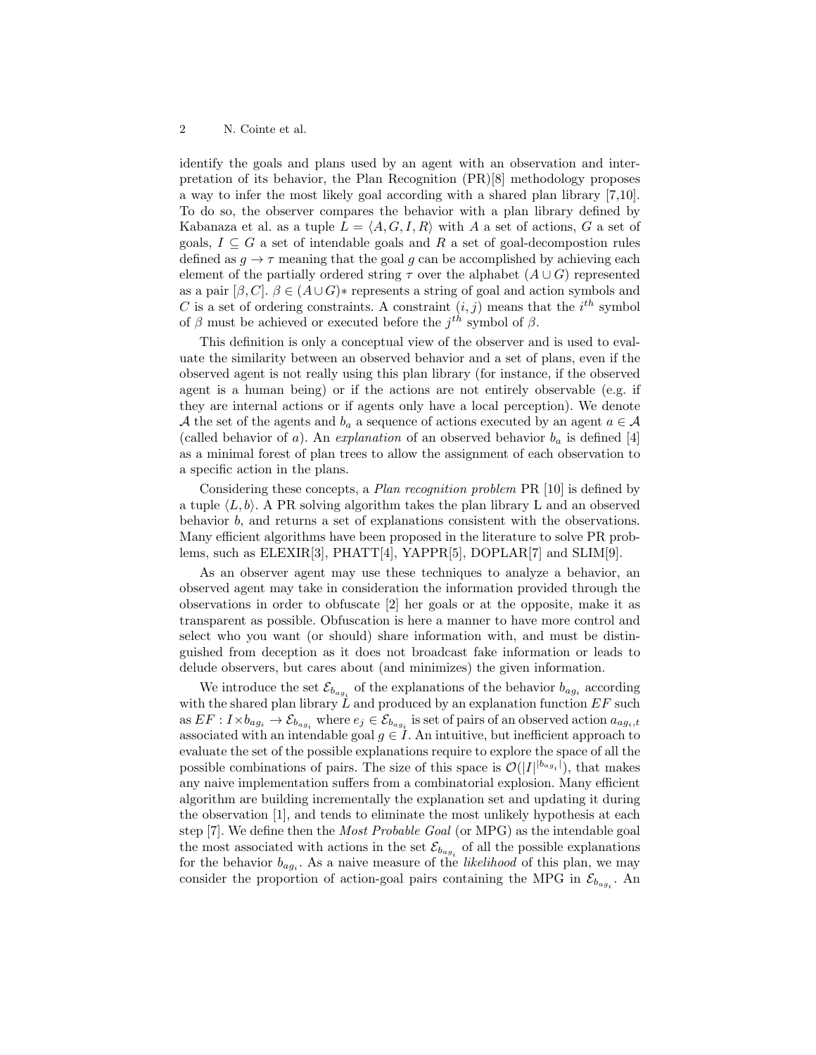identify the goals and plans used by an agent with an observation and interpretation of its behavior, the Plan Recognition (PR)[8] methodology proposes a way to infer the most likely goal according with a shared plan library [7,10]. To do so, the observer compares the behavior with a plan library defined by Kabanaza et al. as a tuple $L = \langle A, G, I, R \rangle$ with $A$ a set of actions, $G$ a set of goals, $I \subseteq G$ a set of intendable goals and $R$ a set of goal-decompostion rules defined as $g \rightarrow \tau$ meaning that the goal $g$ can be accomplished by achieving each element of the partially ordered string $\tau$ over the alphabet $(A \cup G)$ represented as a pair $[\beta, C]$. $\beta \in (A \cup G)*$ represents a string of goal and action symbols and $C$ is a set of ordering constraints. A constraint $(i, j)$ means that the $i^{th}$ symbol of $\beta$ must be achieved or executed before the $j^{th}$ symbol of $\beta$.

This definition is only a conceptual view of the observer and is used to evaluate the similarity between an observed behavior and a set of plans, even if the observed agent is not really using this plan library (for instance, if the observed agent is a human being) or if the actions are not entirely observable (e.g. if they are internal actions or if agents only have a local perception). We denote $\mathcal{A}$ the set of the agents and $b_a$ a sequence of actions executed by an agent $a \in \mathcal{A}$ (called behavior of $a$). An *explanation* of an observed behavior $b_a$ is defined [4] as a minimal forest of plan trees to allow the assignment of each observation to a specific action in the plans.

Considering these concepts, a *Plan recognition problem* PR [10] is defined by a tuple $\langle L, b \rangle$. A PR solving algorithm takes the plan library L and an observed behavior $b$, and returns a set of explanations consistent with the observations. Many efficient algorithms have been proposed in the literature to solve PR problems, such as ELEXIR[3], PHATT[4], YAPPR[5], DOPLAR[7] and SLIM[9].

As an observer agent may use these techniques to analyze a behavior, an observed agent may take in consideration the information provided through the observations in order to obfuscate [2] her goals or at the opposite, make it as transparent as possible. Obfuscation is here a manner to have more control and select who you want (or should) share information with, and must be distinguished from deception as it does not broadcast fake information or leads to delude observers, but cares about (and minimizes) the given information.

We introduce the set $\mathcal{E}_{b_{ag_i}}$ of the explanations of the behavior $b_{ag_i}$ according with the shared plan library $L$ and produced by an explanation function $EF$ such as $EF : I \times b_{ag_i} \rightarrow \mathcal{E}_{b_{ag_i}}$ where $e_j \in \mathcal{E}_{b_{ag_i}}$ is set of pairs of an observed action $a_{ag_i,t}$ associated with an intendable goal $g \in I$. An intuitive, but inefficient approach to evaluate the set of the possible explanations require to explore the space of all the possible combinations of pairs. The size of this space is $\mathcal{O}(|I|^{|b_{ag_i}|})$, that makes any naive implementation suffers from a combinatorial explosion. Many efficient algorithm are building incrementally the explanation set and updating it during the observation [1], and tends to eliminate the most unlikely hypothesis at each step [7]. We define then the *Most Probable Goal* (or MPG) as the intendable goal the most associated with actions in the set $\mathcal{E}_{b_{ag_i}}$ of all the possible explanations for the behavior $b_{ag_i}$. As a naive measure of the *likelihood* of this plan, we may consider the proportion of action-goal pairs containing the MPG in $\mathcal{E}_{b_{ag_i}}$. An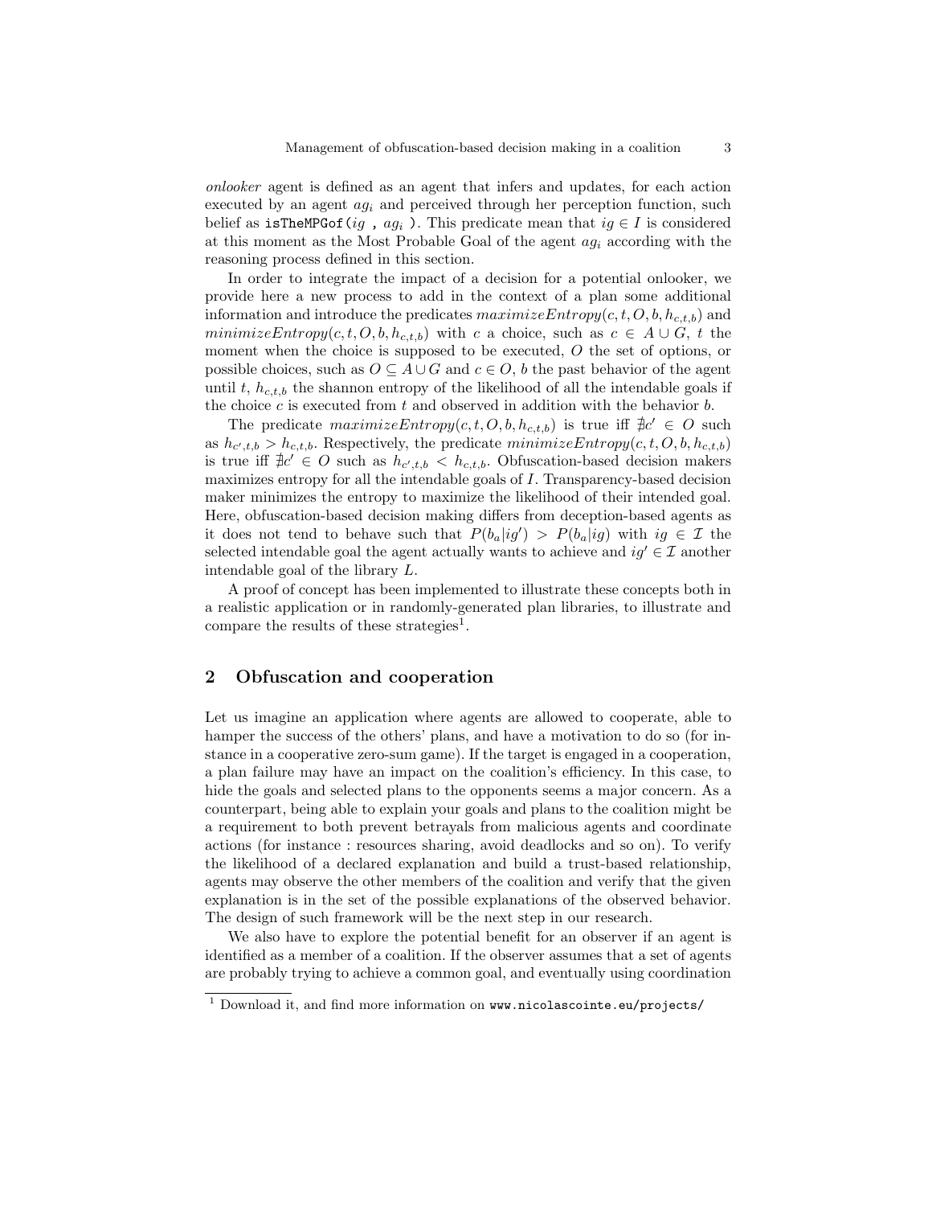*onlooker* agent is defined as an agent that infers and updates, for each action executed by an agent $ag_i$ and perceived through her perception function, such belief as `isTheMPGof(`$ig$ `,` $ag_i$ `)`. This predicate mean that $ig \in I$ is considered at this moment as the Most Probable Goal of the agent $ag_i$ according with the reasoning process defined in this section.

In order to integrate the impact of a decision for a potential onlooker, we provide here a new process to add in the context of a plan some additional information and introduce the predicates $maximizeEntropy(c, t, O, b, h_{c,t,b})$ and $minimizeEntropy(c, t, O, b, h_{c,t,b})$ with $c$ a choice, such as $c \in A \cup G$, $t$ the moment when the choice is supposed to be executed, $O$ the set of options, or possible choices, such as $O \subseteq A \cup G$ and $c \in O$, $b$ the past behavior of the agent until $t$, $h_{c,t,b}$ the shannon entropy of the likelihood of all the intendable goals if the choice $c$ is executed from $t$ and observed in addition with the behavior $b$.

The predicate $maximizeEntropy(c, t, O, b, h_{c,t,b})$ is true iff $\nexists c' \in O$ such as $h_{c',t,b} > h_{c,t,b}$. Respectively, the predicate $minimizeEntropy(c, t, O, b, h_{c,t,b})$ is true iff $\nexists c' \in O$ such as $h_{c',t,b} < h_{c,t,b}$. Obfuscation-based decision makers maximizes entropy for all the intendable goals of $I$. Transparency-based decision maker minimizes the entropy to maximize the likelihood of their intended goal. Here, obfuscation-based decision making differs from deception-based agents as it does not tend to behave such that $P(b_a|ig') > P(b_a|ig)$ with $ig \in \mathcal{I}$ the selected intendable goal the agent actually wants to achieve and $ig' \in \mathcal{I}$ another intendable goal of the library $L$.

A proof of concept has been implemented to illustrate these concepts both in a realistic application or in randomly-generated plan libraries, to illustrate and compare the results of these strategies[1].

## 2 Obfuscation and cooperation

Let us imagine an application where agents are allowed to cooperate, able to hamper the success of the others' plans, and have a motivation to do so (for instance in a cooperative zero-sum game). If the target is engaged in a cooperation, a plan failure may have an impact on the coalition's efficiency. In this case, to hide the goals and selected plans to the opponents seems a major concern. As a counterpart, being able to explain your goals and plans to the coalition might be a requirement to both prevent betrayals from malicious agents and coordinate actions (for instance : resources sharing, avoid deadlocks and so on). To verify the likelihood of a declared explanation and build a trust-based relationship, agents may observe the other members of the coalition and verify that the given explanation is in the set of the possible explanations of the observed behavior. The design of such framework will be the next step in our research.

We also have to explore the potential benefit for an observer if an agent is identified as a member of a coalition. If the observer assumes that a set of agents are probably trying to achieve a common goal, and eventually using coordination

[1] Download it, and find more information on `www.nicolascointe.eu/projects/`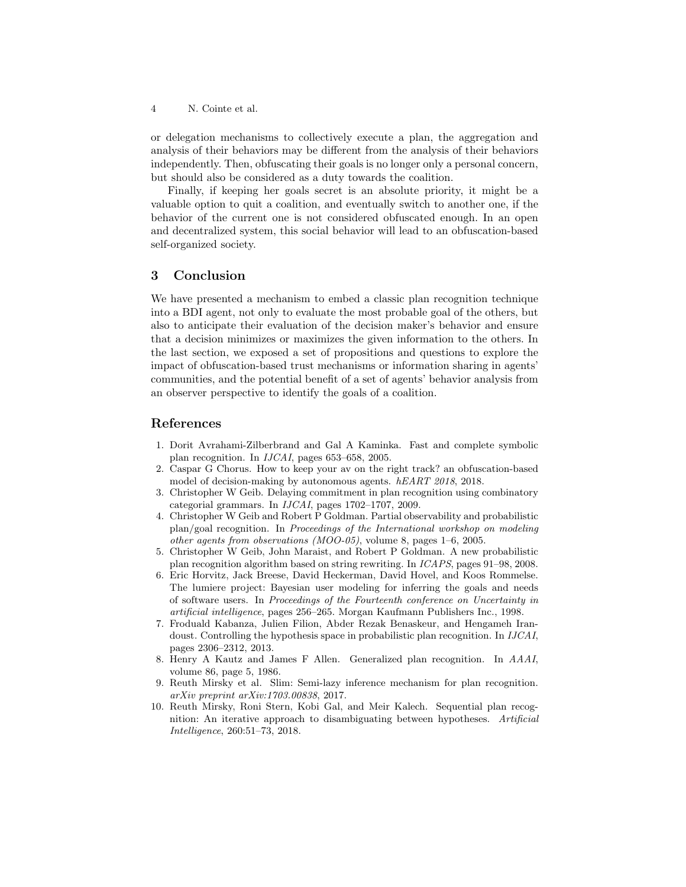or delegation mechanisms to collectively execute a plan, the aggregation and analysis of their behaviors may be different from the analysis of their behaviors independently. Then, obfuscating their goals is no longer only a personal concern, but should also be considered as a duty towards the coalition.

Finally, if keeping her goals secret is an absolute priority, it might be a valuable option to quit a coalition, and eventually switch to another one, if the behavior of the current one is not considered obfuscated enough. In an open and decentralized system, this social behavior will lead to an obfuscation-based self-organized society.

## 3 Conclusion

We have presented a mechanism to embed a classic plan recognition technique into a BDI agent, not only to evaluate the most probable goal of the others, but also to anticipate their evaluation of the decision maker's behavior and ensure that a decision minimizes or maximizes the given information to the others. In the last section, we exposed a set of propositions and questions to explore the impact of obfuscation-based trust mechanisms or information sharing in agents' communities, and the potential benefit of a set of agents' behavior analysis from an observer perspective to identify the goals of a coalition.

## References

1. Dorit Avrahami-Zilberbrand and Gal A Kaminka. Fast and complete symbolic plan recognition. In *IJCAI*, pages 653–658, 2005.
2. Caspar G Chorus. How to keep your av on the right track? an obfuscation-based model of decision-making by autonomous agents. *hEART 2018*, 2018.
3. Christopher W Geib. Delaying commitment in plan recognition using combinatory categorial grammars. In *IJCAI*, pages 1702–1707, 2009.
4. Christopher W Geib and Robert P Goldman. Partial observability and probabilistic plan/goal recognition. In *Proceedings of the International workshop on modeling other agents from observations (MOO-05)*, volume 8, pages 1–6, 2005.
5. Christopher W Geib, John Maraist, and Robert P Goldman. A new probabilistic plan recognition algorithm based on string rewriting. In *ICAPS*, pages 91–98, 2008.
6. Eric Horvitz, Jack Breese, David Heckerman, David Hovel, and Koos Rommelse. The lumiere project: Bayesian user modeling for inferring the goals and needs of software users. In *Proceedings of the Fourteenth conference on Uncertainty in artificial intelligence*, pages 256–265. Morgan Kaufmann Publishers Inc., 1998.
7. Froduald Kabanza, Julien Filion, Abder Rezak Benaskeur, and Hengameh Irandoust. Controlling the hypothesis space in probabilistic plan recognition. In *IJCAI*, pages 2306–2312, 2013.
8. Henry A Kautz and James F Allen. Generalized plan recognition. In *AAAI*, volume 86, page 5, 1986.
9. Reuth Mirsky et al. Slim: Semi-lazy inference mechanism for plan recognition. *arXiv preprint arXiv:1703.00838*, 2017.
10. Reuth Mirsky, Roni Stern, Kobi Gal, and Meir Kalech. Sequential plan recognition: An iterative approach to disambiguating between hypotheses. *Artificial Intelligence*, 260:51–73, 2018.